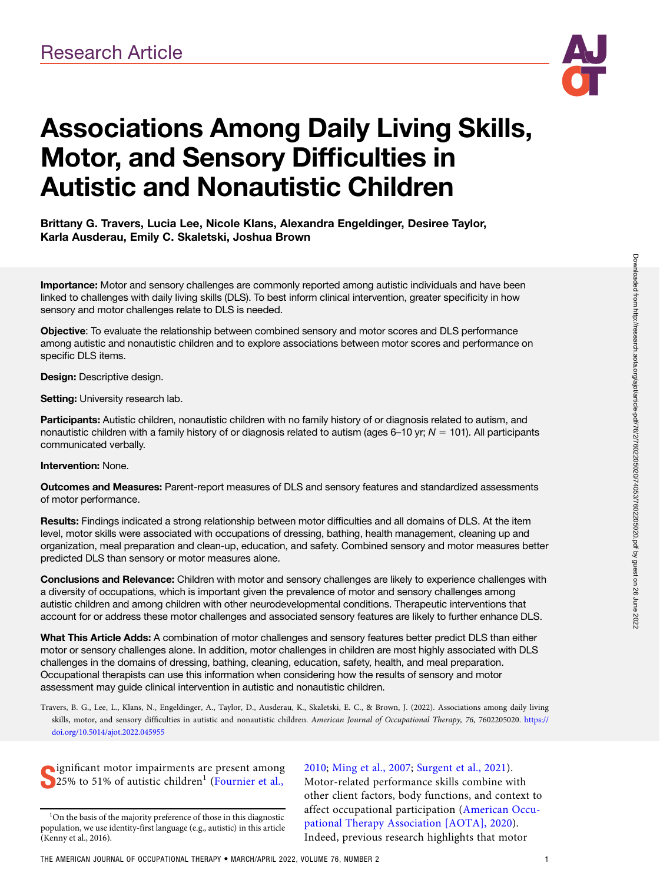Research Article

# Associations Among Daily Living Skills, Motor, and Sensory Difficulties in Autistic and Nonautistic Children

**Brittany G. Travers, Lucia Lee, Nicole Klans, Alexandra Engeldinger, Desiree Taylor, Karla Ausderau, Emily C. Skaletski, Joshua Brown**

**Importance:** Motor and sensory challenges are commonly reported among autistic individuals and have been linked to challenges with daily living skills (DLS). To best inform clinical intervention, greater specificity in how sensory and motor challenges relate to DLS is needed.

**Objective**: To evaluate the relationship between combined sensory and motor scores and DLS performance among autistic and nonautistic children and to explore associations between motor scores and performance on specific DLS items.

**Design:** Descriptive design.

**Setting:** University research lab.

**Participants:** Autistic children, nonautistic children with no family history of or diagnosis related to autism, and nonautistic children with a family history of or diagnosis related to autism (ages 6–10 yr; $N = 101$). All participants communicated verbally.

**Intervention:** None.

**Outcomes and Measures:** Parent-report measures of DLS and sensory features and standardized assessments of motor performance.

**Results:** Findings indicated a strong relationship between motor difficulties and all domains of DLS. At the item level, motor skills were associated with occupations of dressing, bathing, health management, cleaning up and organization, meal preparation and clean-up, education, and safety. Combined sensory and motor measures better predicted DLS than sensory or motor measures alone.

**Conclusions and Relevance:** Children with motor and sensory challenges are likely to experience challenges with a diversity of occupations, which is important given the prevalence of motor and sensory challenges among autistic children and among children with other neurodevelopmental conditions. Therapeutic interventions that account for or address these motor challenges and associated sensory features are likely to further enhance DLS.

**What This Article Adds:** A combination of motor challenges and sensory features better predict DLS than either motor or sensory challenges alone. In addition, motor challenges in children are most highly associated with DLS challenges in the domains of dressing, bathing, cleaning, education, safety, health, and meal preparation. Occupational therapists can use this information when considering how the results of sensory and motor assessment may guide clinical intervention in autistic and nonautistic children.

Travers, B. G., Lee, L., Klans, N., Engeldinger, A., Taylor, D., Ausderau, K., Skaletski, E. C., & Brown, J. (2022). Associations among daily living skills, motor, and sensory difficulties in autistic and nonautistic children. *American Journal of Occupational Therapy, 76,* 7602205020. https://doi.org/10.5014/ajot.2022.045955

Significant motor impairments are present among 25% to 51% of autistic children[1] (Fournier et al., 2010; Ming et al., 2007; Surgent et al., 2021). Motor-related performance skills combine with other client factors, body functions, and context to affect occupational participation (American Occupational Therapy Association [AOTA], 2020). Indeed, previous research highlights that motor

[1] On the basis of the majority preference of those in this diagnostic population, we use identity-first language (e.g., autistic) in this article (Kenny et al., 2016).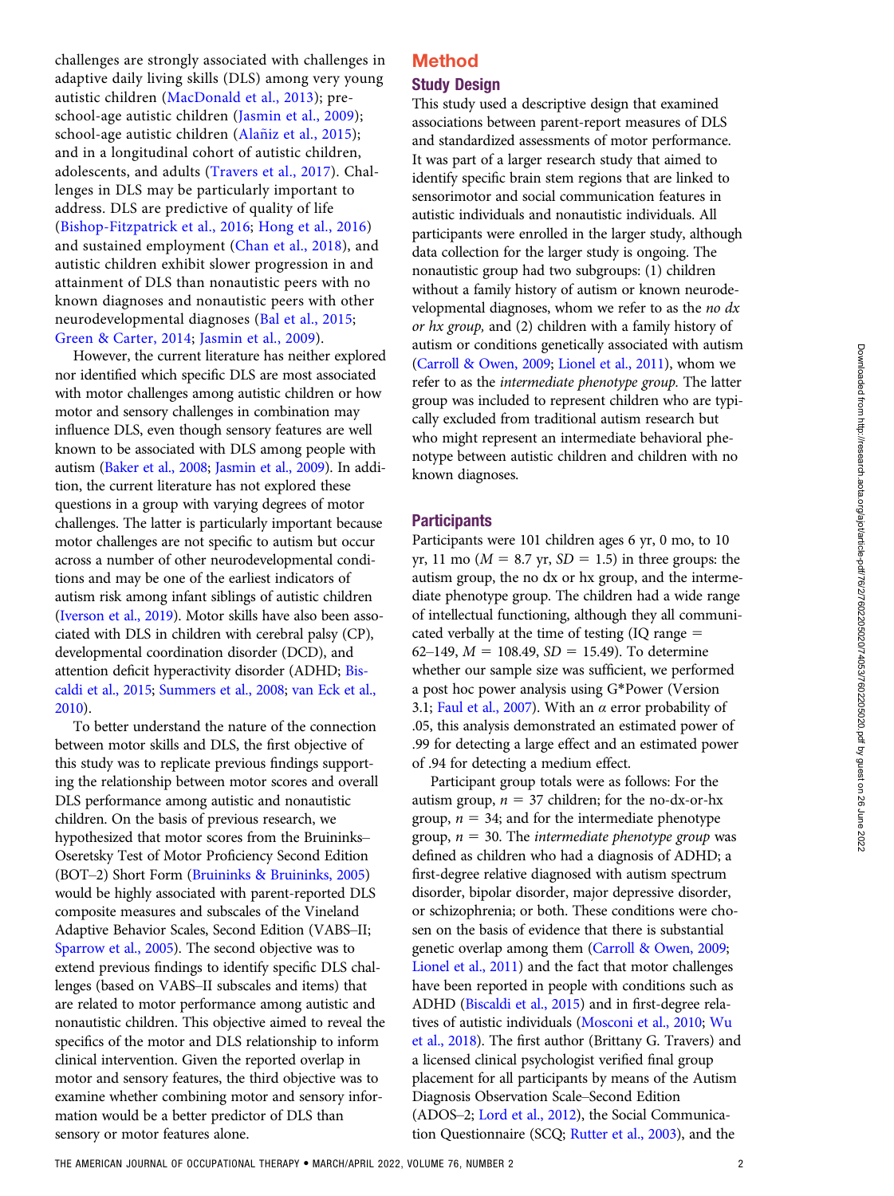challenges are strongly associated with challenges in adaptive daily living skills (DLS) among very young autistic children (MacDonald et al., 2013); preschool-age autistic children (Jasmin et al., 2009); school-age autistic children (Alañiz et al., 2015); and in a longitudinal cohort of autistic children, adolescents, and adults (Travers et al., 2017). Challenges in DLS may be particularly important to address. DLS are predictive of quality of life (Bishop-Fitzpatrick et al., 2016; Hong et al., 2016) and sustained employment (Chan et al., 2018), and autistic children exhibit slower progression in and attainment of DLS than nonautistic peers with no known diagnoses and nonautistic peers with other neurodevelopmental diagnoses (Bal et al., 2015; Green & Carter, 2014; Jasmin et al., 2009).

However, the current literature has neither explored nor identified which specific DLS are most associated with motor challenges among autistic children or how motor and sensory challenges in combination may influence DLS, even though sensory features are well known to be associated with DLS among people with autism (Baker et al., 2008; Jasmin et al., 2009). In addition, the current literature has not explored these questions in a group with varying degrees of motor challenges. The latter is particularly important because motor challenges are not specific to autism but occur across a number of other neurodevelopmental conditions and may be one of the earliest indicators of autism risk among infant siblings of autistic children (Iverson et al., 2019). Motor skills have also been associated with DLS in children with cerebral palsy (CP), developmental coordination disorder (DCD), and attention deficit hyperactivity disorder (ADHD; Biscaldi et al., 2015; Summers et al., 2008; van Eck et al., 2010).

To better understand the nature of the connection between motor skills and DLS, the first objective of this study was to replicate previous findings supporting the relationship between motor scores and overall DLS performance among autistic and nonautistic children. On the basis of previous research, we hypothesized that motor scores from the Bruininks–Oseretsky Test of Motor Proficiency Second Edition (BOT–2) Short Form (Bruininks & Bruininks, 2005) would be highly associated with parent-reported DLS composite measures and subscales of the Vineland Adaptive Behavior Scales, Second Edition (VABS–II; Sparrow et al., 2005). The second objective was to extend previous findings to identify specific DLS challenges (based on VABS–II subscales and items) that are related to motor performance among autistic and nonautistic children. This objective aimed to reveal the specifics of the motor and DLS relationship to inform clinical intervention. Given the reported overlap in motor and sensory features, the third objective was to examine whether combining motor and sensory information would be a better predictor of DLS than sensory or motor features alone.

## Method

### Study Design

This study used a descriptive design that examined associations between parent-report measures of DLS and standardized assessments of motor performance. It was part of a larger research study that aimed to identify specific brain stem regions that are linked to sensorimotor and social communication features in autistic individuals and nonautistic individuals. All participants were enrolled in the larger study, although data collection for the larger study is ongoing. The nonautistic group had two subgroups: (1) children without a family history of autism or known neurodevelopmental diagnoses, whom we refer to as the *no dx or hx group,* and (2) children with a family history of autism or conditions genetically associated with autism (Carroll & Owen, 2009; Lionel et al., 2011), whom we refer to as the *intermediate phenotype group.* The latter group was included to represent children who are typically excluded from traditional autism research but who might represent an intermediate behavioral phenotype between autistic children and children with no known diagnoses.

### Participants

Participants were 101 children ages 6 yr, 0 mo, to 10 yr, 11 mo ($M = 8.7$ yr, $SD = 1.5$) in three groups: the autism group, the no dx or hx group, and the intermediate phenotype group. The children had a wide range of intellectual functioning, although they all communicated verbally at the time of testing (IQ range = 62–149, $M = 108.49$, $SD = 15.49$). To determine whether our sample size was sufficient, we performed a post hoc power analysis using G*Power (Version 3.1; Faul et al., 2007). With an $\alpha$ error probability of .05, this analysis demonstrated an estimated power of .99 for detecting a large effect and an estimated power of .94 for detecting a medium effect.

Participant group totals were as follows: For the autism group, $n = 37$ children; for the no-dx-or-hx group, $n = 34$; and for the intermediate phenotype group, $n = 30$. The *intermediate phenotype group* was defined as children who had a diagnosis of ADHD; a first-degree relative diagnosed with autism spectrum disorder, bipolar disorder, major depressive disorder, or schizophrenia; or both. These conditions were chosen on the basis of evidence that there is substantial genetic overlap among them (Carroll & Owen, 2009; Lionel et al., 2011) and the fact that motor challenges have been reported in people with conditions such as ADHD (Biscaldi et al., 2015) and in first-degree relatives of autistic individuals (Mosconi et al., 2010; Wu et al., 2018). The first author (Brittany G. Travers) and a licensed clinical psychologist verified final group placement for all participants by means of the Autism Diagnosis Observation Scale–Second Edition (ADOS–2; Lord et al., 2012), the Social Communication Questionnaire (SCQ; Rutter et al., 2003), and the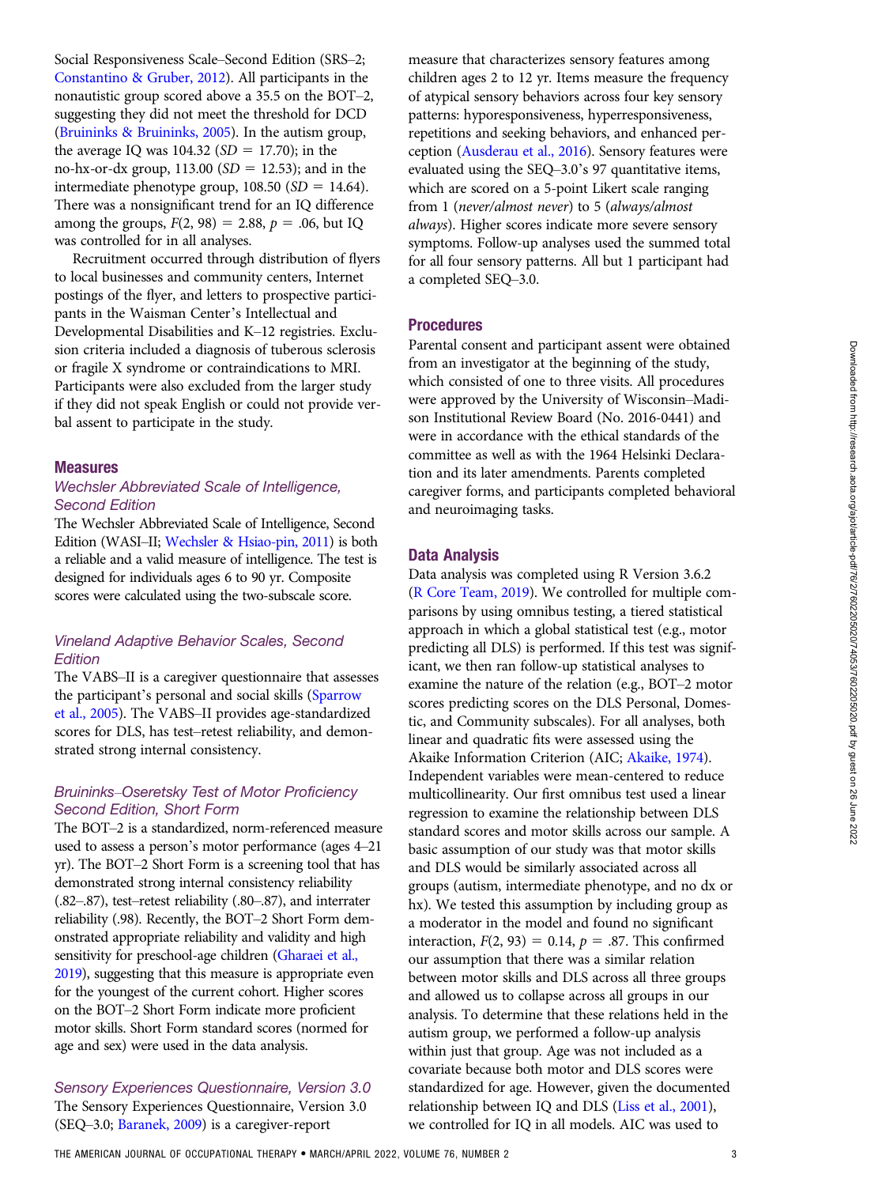Social Responsiveness Scale–Second Edition (SRS–2; Constantino & Gruber, 2012). All participants in the nonautistic group scored above a 35.5 on the BOT–2, suggesting they did not meet the threshold for DCD (Bruininks & Bruininks, 2005). In the autism group, the average IQ was 104.32 ($SD$ = 17.70); in the no-hx-or-dx group, 113.00 ($SD$ = 12.53); and in the intermediate phenotype group, 108.50 ($SD$ = 14.64). There was a nonsignificant trend for an IQ difference among the groups, $F(2, 98) = 2.88$, $p = .06$, but IQ was controlled for in all analyses.

Recruitment occurred through distribution of flyers to local businesses and community centers, Internet postings of the flyer, and letters to prospective participants in the Waisman Center's Intellectual and Developmental Disabilities and K–12 registries. Exclusion criteria included a diagnosis of tuberous sclerosis or fragile X syndrome or contraindications to MRI. Participants were also excluded from the larger study if they did not speak English or could not provide verbal assent to participate in the study.

## Measures

### *Wechsler Abbreviated Scale of Intelligence, Second Edition*

The Wechsler Abbreviated Scale of Intelligence, Second Edition (WASI–II; Wechsler & Hsiao-pin, 2011) is both a reliable and a valid measure of intelligence. The test is designed for individuals ages 6 to 90 yr. Composite scores were calculated using the two-subscale score.

### *Vineland Adaptive Behavior Scales, Second Edition*

The VABS–II is a caregiver questionnaire that assesses the participant's personal and social skills (Sparrow et al., 2005). The VABS–II provides age-standardized scores for DLS, has test–retest reliability, and demonstrated strong internal consistency.

### *Bruininks–Oseretsky Test of Motor Proficiency Second Edition, Short Form*

The BOT–2 is a standardized, norm-referenced measure used to assess a person's motor performance (ages 4–21 yr). The BOT–2 Short Form is a screening tool that has demonstrated strong internal consistency reliability (.82–.87), test–retest reliability (.80–.87), and interrater reliability (.98). Recently, the BOT–2 Short Form demonstrated appropriate reliability and validity and high sensitivity for preschool-age children (Gharaei et al., 2019), suggesting that this measure is appropriate even for the youngest of the current cohort. Higher scores on the BOT–2 Short Form indicate more proficient motor skills. Short Form standard scores (normed for age and sex) were used in the data analysis.

### *Sensory Experiences Questionnaire, Version 3.0*

The Sensory Experiences Questionnaire, Version 3.0 (SEQ–3.0; Baranek, 2009) is a caregiver-report measure that characterizes sensory features among children ages 2 to 12 yr. Items measure the frequency of atypical sensory behaviors across four key sensory patterns: hyporesponsiveness, hyperresponsiveness, repetitions and seeking behaviors, and enhanced perception (Ausderau et al., 2016). Sensory features were evaluated using the SEQ–3.0's 97 quantitative items, which are scored on a 5-point Likert scale ranging from 1 (*never/almost never*) to 5 (*always/almost always*). Higher scores indicate more severe sensory symptoms. Follow-up analyses used the summed total for all four sensory patterns. All but 1 participant had a completed SEQ–3.0.

## Procedures

Parental consent and participant assent were obtained from an investigator at the beginning of the study, which consisted of one to three visits. All procedures were approved by the University of Wisconsin–Madison Institutional Review Board (No. 2016-0441) and were in accordance with the ethical standards of the committee as well as with the 1964 Helsinki Declaration and its later amendments. Parents completed caregiver forms, and participants completed behavioral and neuroimaging tasks.

## Data Analysis

Data analysis was completed using R Version 3.6.2 (R Core Team, 2019). We controlled for multiple comparisons by using omnibus testing, a tiered statistical approach in which a global statistical test (e.g., motor predicting all DLS) is performed. If this test was significant, we then ran follow-up statistical analyses to examine the nature of the relation (e.g., BOT–2 motor scores predicting scores on the DLS Personal, Domestic, and Community subscales). For all analyses, both linear and quadratic fits were assessed using the Akaike Information Criterion (AIC; Akaike, 1974). Independent variables were mean-centered to reduce multicollinearity. Our first omnibus test used a linear regression to examine the relationship between DLS standard scores and motor skills across our sample. A basic assumption of our study was that motor skills and DLS would be similarly associated across all groups (autism, intermediate phenotype, and no dx or hx). We tested this assumption by including group as a moderator in the model and found no significant interaction, $F(2, 93) = 0.14$, $p = .87$. This confirmed our assumption that there was a similar relation between motor skills and DLS across all three groups and allowed us to collapse across all groups in our analysis. To determine that these relations held in the autism group, we performed a follow-up analysis within just that group. Age was not included as a covariate because both motor and DLS scores were standardized for age. However, given the documented relationship between IQ and DLS (Liss et al., 2001), we controlled for IQ in all models. AIC was used to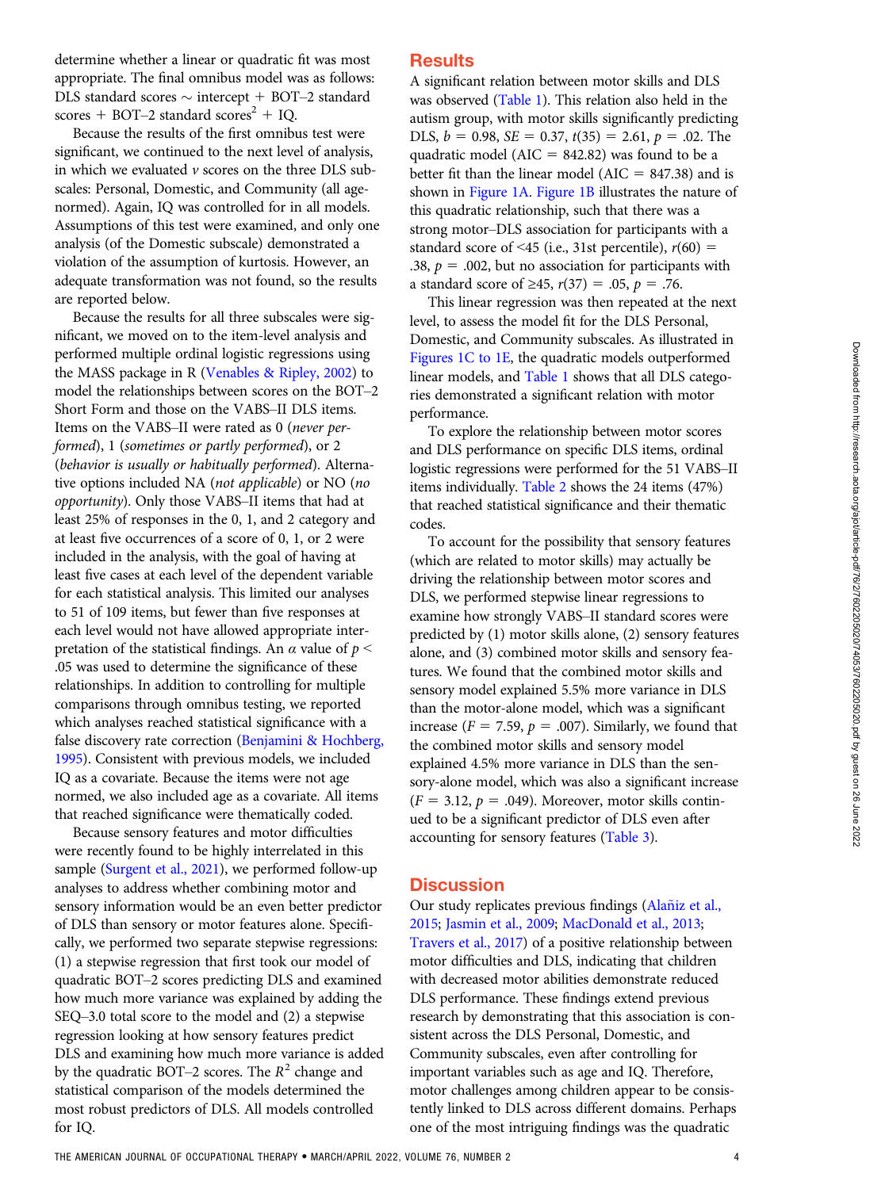determine whether a linear or quadratic fit was most appropriate. The final omnibus model was as follows: DLS standard scores ~ intercept + BOT–2 standard scores + BOT–2 standard scores$^2$ + IQ.

Because the results of the first omnibus test were significant, we continued to the next level of analysis, in which we evaluated *v* scores on the three DLS subscales: Personal, Domestic, and Community (all age-normed). Again, IQ was controlled for in all models. Assumptions of this test were examined, and only one analysis (of the Domestic subscale) demonstrated a violation of the assumption of kurtosis. However, an adequate transformation was not found, so the results are reported below.

Because the results for all three subscales were significant, we moved on to the item-level analysis and performed multiple ordinal logistic regressions using the MASS package in R (Venables & Ripley, 2002) to model the relationships between scores on the BOT–2 Short Form and those on the VABS–II DLS items. Items on the VABS–II were rated as 0 (*never performed*), 1 (*sometimes or partly performed*), or 2 (*behavior is usually or habitually performed*). Alternative options included NA (*not applicable*) or NO (*no opportunity*). Only those VABS–II items that had at least 25% of responses in the 0, 1, and 2 category and at least five occurrences of a score of 0, 1, or 2 were included in the analysis, with the goal of having at least five cases at each level of the dependent variable for each statistical analysis. This limited our analyses to 51 of 109 items, but fewer than five responses at each level would not have allowed appropriate interpretation of the statistical findings. An α value of $p < .05$ was used to determine the significance of these relationships. In addition to controlling for multiple comparisons through omnibus testing, we reported which analyses reached statistical significance with a false discovery rate correction (Benjamini & Hochberg, 1995). Consistent with previous models, we included IQ as a covariate. Because the items were not age normed, we also included age as a covariate. All items that reached significance were thematically coded.

Because sensory features and motor difficulties were recently found to be highly interrelated in this sample (Surgent et al., 2021), we performed follow-up analyses to address whether combining motor and sensory information would be an even better predictor of DLS than sensory or motor features alone. Specifically, we performed two separate stepwise regressions: (1) a stepwise regression that first took our model of quadratic BOT–2 scores predicting DLS and examined how much more variance was explained by adding the SEQ–3.0 total score to the model and (2) a stepwise regression looking at how sensory features predict DLS and examining how much more variance is added by the quadratic BOT–2 scores. The $R^2$ change and statistical comparison of the models determined the most robust predictors of DLS. All models controlled for IQ.

## Results

A significant relation between motor skills and DLS was observed (Table 1). This relation also held in the autism group, with motor skills significantly predicting DLS, $b = 0.98$, $SE = 0.37$, $t(35) = 2.61$, $p = .02$. The quadratic model (AIC = 842.82) was found to be a better fit than the linear model (AIC = 847.38) and is shown in Figure 1A. Figure 1B illustrates the nature of this quadratic relationship, such that there was a strong motor–DLS association for participants with a standard score of <45 (i.e., 31st percentile), $r(60) = .38$, $p = .002$, but no association for participants with a standard score of ≥45, $r(37) = .05$, $p = .76$.

This linear regression was then repeated at the next level, to assess the model fit for the DLS Personal, Domestic, and Community subscales. As illustrated in Figures 1C to 1E, the quadratic models outperformed linear models, and Table 1 shows that all DLS categories demonstrated a significant relation with motor performance.

To explore the relationship between motor scores and DLS performance on specific DLS items, ordinal logistic regressions were performed for the 51 VABS–II items individually. Table 2 shows the 24 items (47%) that reached statistical significance and their thematic codes.

To account for the possibility that sensory features (which are related to motor skills) may actually be driving the relationship between motor scores and DLS, we performed stepwise linear regressions to examine how strongly VABS–II standard scores were predicted by (1) motor skills alone, (2) sensory features alone, and (3) combined motor skills and sensory features. We found that the combined motor skills and sensory model explained 5.5% more variance in DLS than the motor-alone model, which was a significant increase ($F = 7.59$, $p = .007$). Similarly, we found that the combined motor skills and sensory model explained 4.5% more variance in DLS than the sensory-alone model, which was also a significant increase ($F = 3.12$, $p = .049$). Moreover, motor skills continued to be a significant predictor of DLS even after accounting for sensory features (Table 3).

## Discussion

Our study replicates previous findings (Alañiz et al., 2015; Jasmin et al., 2009; MacDonald et al., 2013; Travers et al., 2017) of a positive relationship between motor difficulties and DLS, indicating that children with decreased motor abilities demonstrate reduced DLS performance. These findings extend previous research by demonstrating that this association is consistent across the DLS Personal, Domestic, and Community subscales, even after controlling for important variables such as age and IQ. Therefore, motor challenges among children appear to be consistently linked to DLS across different domains. Perhaps one of the most intriguing findings was the quadratic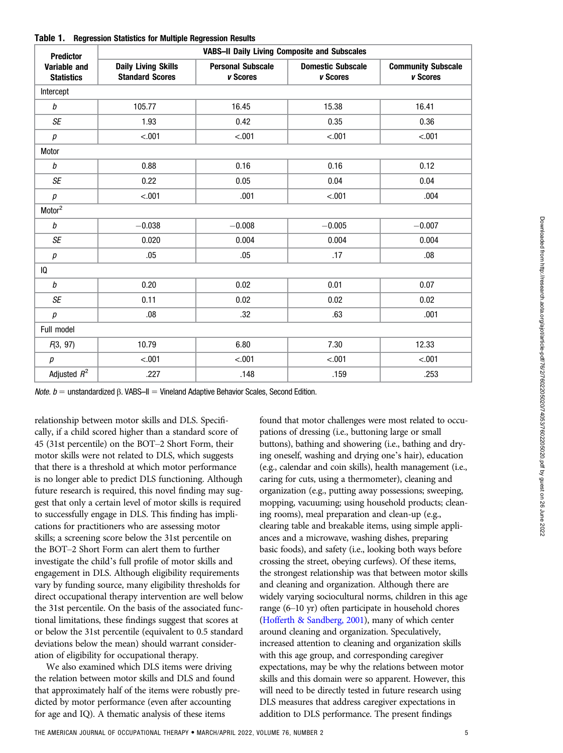**Table 1. Regression Statistics for Multiple Regression Results**

| Predictor Variable and Statistics | VABS–II Daily Living Composite and Subscales | | | |
|---|---|---|---|---|
| | Daily Living Skills Standard Scores | Personal Subscale *v* Scores | Domestic Subscale *v* Scores | Community Subscale *v* Scores |
| Intercept | | | | |
| *b* | 105.77 | 16.45 | 15.38 | 16.41 |
| *SE* | 1.93 | 0.42 | 0.35 | 0.36 |
| *p* | <.001 | <.001 | <.001 | <.001 |
| Motor | | | | |
| *b* | 0.88 | 0.16 | 0.16 | 0.12 |
| *SE* | 0.22 | 0.05 | 0.04 | 0.04 |
| *p* | <.001 | .001 | <.001 | .004 |
| $\text{Motor}^2$ | | | | |
| *b* | −0.038 | −0.008 | −0.005 | −0.007 |
| *SE* | 0.020 | 0.004 | 0.004 | 0.004 |
| *p* | .05 | .05 | .17 | .08 |
| IQ | | | | |
| *b* | 0.20 | 0.02 | 0.01 | 0.07 |
| *SE* | 0.11 | 0.02 | 0.02 | 0.02 |
| *p* | .08 | .32 | .63 | .001 |
| Full model | | | | |
| $F(3, 97)$ | 10.79 | 6.80 | 7.30 | 12.33 |
| *p* | <.001 | <.001 | <.001 | <.001 |
| Adjusted $R^2$ | .227 | .148 | .159 | .253 |

*Note.* $b$ = unstandardized β. VABS–II = Vineland Adaptive Behavior Scales, Second Edition.

relationship between motor skills and DLS. Specifically, if a child scored higher than a standard score of 45 (31st percentile) on the BOT–2 Short Form, their motor skills were not related to DLS, which suggests that there is a threshold at which motor performance is no longer able to predict DLS functioning. Although future research is required, this novel finding may suggest that only a certain level of motor skills is required to successfully engage in DLS. This finding has implications for practitioners who are assessing motor skills; a screening score below the 31st percentile on the BOT–2 Short Form can alert them to further investigate the child's full profile of motor skills and engagement in DLS. Although eligibility requirements vary by funding source, many eligibility thresholds for direct occupational therapy intervention are well below the 31st percentile. On the basis of the associated functional limitations, these findings suggest that scores at or below the 31st percentile (equivalent to 0.5 standard deviations below the mean) should warrant consideration of eligibility for occupational therapy.

We also examined which DLS items were driving the relation between motor skills and DLS and found that approximately half of the items were robustly predicted by motor performance (even after accounting for age and IQ). A thematic analysis of these items found that motor challenges were most related to occupations of dressing (i.e., buttoning large or small buttons), bathing and showering (i.e., bathing and drying oneself, washing and drying one's hair), education (e.g., calendar and coin skills), health management (i.e., caring for cuts, using a thermometer), cleaning and organization (e.g., putting away possessions; sweeping, mopping, vacuuming; using household products; cleaning rooms), meal preparation and clean-up (e.g., clearing table and breakable items, using simple appliances and a microwave, washing dishes, preparing basic foods), and safety (i.e., looking both ways before crossing the street, obeying curfews). Of these items, the strongest relationship was that between motor skills and cleaning and organization. Although there are widely varying sociocultural norms, children in this age range (6–10 yr) often participate in household chores (Hofferth & Sandberg, 2001), many of which center around cleaning and organization. Speculatively, increased attention to cleaning and organization skills with this age group, and corresponding caregiver expectations, may be why the relations between motor skills and this domain were so apparent. However, this will need to be directly tested in future research using DLS measures that address caregiver expectations in addition to DLS performance. The present findings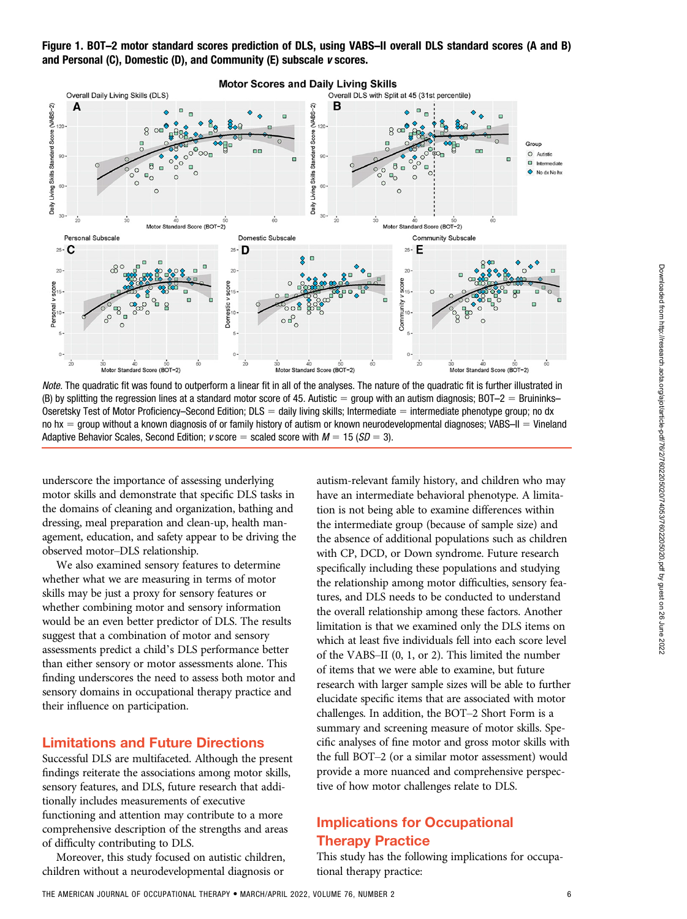**Figure 1. BOT–2 motor standard scores prediction of DLS, using VABS–II overall DLS standard scores (A and B) and Personal (C), Domestic (D), and Community (E) subscale *v* scores.**

*Note.* The quadratic fit was found to outperform a linear fit in all of the analyses. The nature of the quadratic fit is further illustrated in (B) by splitting the regression lines at a standard motor score of 45. Autistic = group with an autism diagnosis; BOT–2 = Bruininks–Oseretsky Test of Motor Proficiency–Second Edition; DLS = daily living skills; Intermediate = intermediate phenotype group; no dx no hx = group without a known diagnosis of or family history of autism or known neurodevelopmental diagnoses; VABS–II = Vineland Adaptive Behavior Scales, Second Edition; *v* score = scaled score with $M = 15$ ($SD = 3$).

underscore the importance of assessing underlying motor skills and demonstrate that specific DLS tasks in the domains of cleaning and organization, bathing and dressing, meal preparation and clean-up, health management, education, and safety appear to be driving the observed motor–DLS relationship.

We also examined sensory features to determine whether what we are measuring in terms of motor skills may be just a proxy for sensory features or whether combining motor and sensory information would be an even better predictor of DLS. The results suggest that a combination of motor and sensory assessments predict a child's DLS performance better than either sensory or motor assessments alone. This finding underscores the need to assess both motor and sensory domains in occupational therapy practice and their influence on participation.

## Limitations and Future Directions

Successful DLS are multifaceted. Although the present findings reiterate the associations among motor skills, sensory features, and DLS, future research that additionally includes measurements of executive functioning and attention may contribute to a more comprehensive description of the strengths and areas of difficulty contributing to DLS.

Moreover, this study focused on autistic children, children without a neurodevelopmental diagnosis or autism-relevant family history, and children who may have an intermediate behavioral phenotype. A limitation is not being able to examine differences within the intermediate group (because of sample size) and the absence of additional populations such as children with CP, DCD, or Down syndrome. Future research specifically including these populations and studying the relationship among motor difficulties, sensory features, and DLS needs to be conducted to understand the overall relationship among these factors. Another limitation is that we examined only the DLS items on which at least five individuals fell into each score level of the VABS–II (0, 1, or 2). This limited the number of items that we were able to examine, but future research with larger sample sizes will be able to further elucidate specific items that are associated with motor challenges. In addition, the BOT–2 Short Form is a summary and screening measure of motor skills. Specific analyses of fine motor and gross motor skills with the full BOT–2 (or a similar motor assessment) would provide a more nuanced and comprehensive perspective of how motor challenges relate to DLS.

## Implications for Occupational Therapy Practice

This study has the following implications for occupational therapy practice: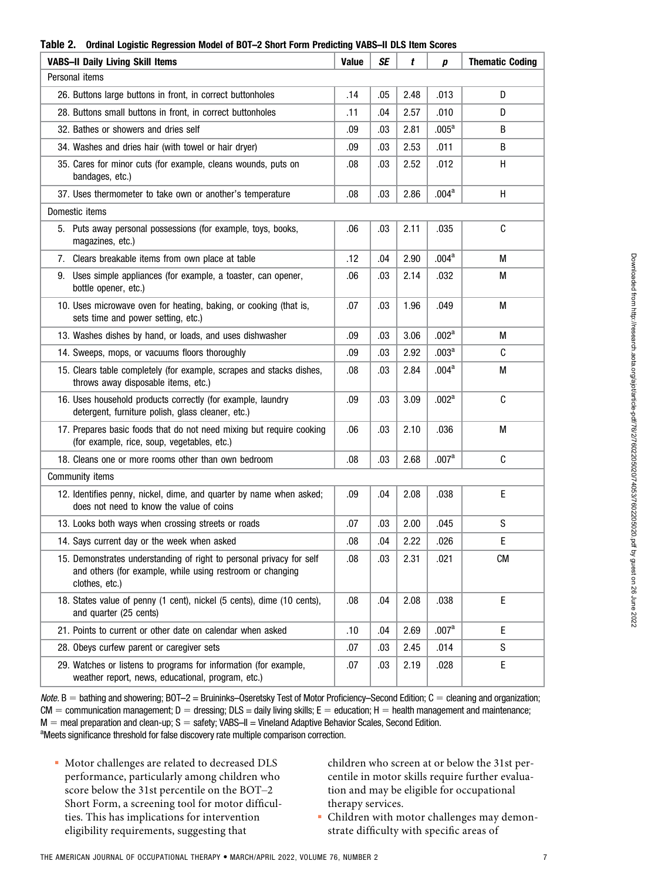**Table 2. Ordinal Logistic Regression Model of BOT–2 Short Form Predicting VABS–II DLS Item Scores**

| VABS–II Daily Living Skill Items | Value | *SE* | *t* | *p* | Thematic Coding |
|---|---|---|---|---|---|
| Personal items | | | | | |
| 26. Buttons large buttons in front, in correct buttonholes | .14 | .05 | 2.48 | .013 | D |
| 28. Buttons small buttons in front, in correct buttonholes | .11 | .04 | 2.57 | .010 | D |
| 32. Bathes or showers and dries self | .09 | .03 | 2.81 | .005[a] | B |
| 34. Washes and dries hair (with towel or hair dryer) | .09 | .03 | 2.53 | .011 | B |
| 35. Cares for minor cuts (for example, cleans wounds, puts on bandages, etc.) | .08 | .03 | 2.52 | .012 | H |
| 37. Uses thermometer to take own or another's temperature | .08 | .03 | 2.86 | .004[a] | H |
| Domestic items | | | | | |
| 5. Puts away personal possessions (for example, toys, books, magazines, etc.) | .06 | .03 | 2.11 | .035 | C |
| 7. Clears breakable items from own place at table | .12 | .04 | 2.90 | .004[a] | M |
| 9. Uses simple appliances (for example, a toaster, can opener, bottle opener, etc.) | .06 | .03 | 2.14 | .032 | M |
| 10. Uses microwave oven for heating, baking, or cooking (that is, sets time and power setting, etc.) | .07 | .03 | 1.96 | .049 | M |
| 13. Washes dishes by hand, or loads, and uses dishwasher | .09 | .03 | 3.06 | .002[a] | M |
| 14. Sweeps, mops, or vacuums floors thoroughly | .09 | .03 | 2.92 | .003[a] | C |
| 15. Clears table completely (for example, scrapes and stacks dishes, throws away disposable items, etc.) | .08 | .03 | 2.84 | .004[a] | M |
| 16. Uses household products correctly (for example, laundry detergent, furniture polish, glass cleaner, etc.) | .09 | .03 | 3.09 | .002[a] | C |
| 17. Prepares basic foods that do not need mixing but require cooking (for example, rice, soup, vegetables, etc.) | .06 | .03 | 2.10 | .036 | M |
| 18. Cleans one or more rooms other than own bedroom | .08 | .03 | 2.68 | .007[a] | C |
| Community items | | | | | |
| 12. Identifies penny, nickel, dime, and quarter by name when asked; does not need to know the value of coins | .09 | .04 | 2.08 | .038 | E |
| 13. Looks both ways when crossing streets or roads | .07 | .03 | 2.00 | .045 | S |
| 14. Says current day or the week when asked | .08 | .04 | 2.22 | .026 | E |
| 15. Demonstrates understanding of right to personal privacy for self and others (for example, while using restroom or changing clothes, etc.) | .08 | .03 | 2.31 | .021 | CM |
| 18. States value of penny (1 cent), nickel (5 cents), dime (10 cents), and quarter (25 cents) | .08 | .04 | 2.08 | .038 | E |
| 21. Points to current or other date on calendar when asked | .10 | .04 | 2.69 | .007[a] | E |
| 28. Obeys curfew parent or caregiver sets | .07 | .03 | 2.45 | .014 | S |
| 29. Watches or listens to programs for information (for example, weather report, news, educational, program, etc.) | .07 | .03 | 2.19 | .028 | E |

*Note.* B = bathing and showering; BOT–2 = Bruininks–Oseretsky Test of Motor Proficiency–Second Edition; C = cleaning and organization; CM = communication management; D = dressing; DLS = daily living skills; E = education; H = health management and maintenance; M = meal preparation and clean-up; S = safety; VABS–II = Vineland Adaptive Behavior Scales, Second Edition.
[a]Meets significance threshold for false discovery rate multiple comparison correction.

- Motor challenges are related to decreased DLS performance, particularly among children who score below the 31st percentile on the BOT–2 Short Form, a screening tool for motor difficulties. This has implications for intervention eligibility requirements, suggesting that children who screen at or below the 31st percentile in motor skills require further evaluation and may be eligible for occupational therapy services.
- Children with motor challenges may demonstrate difficulty with specific areas of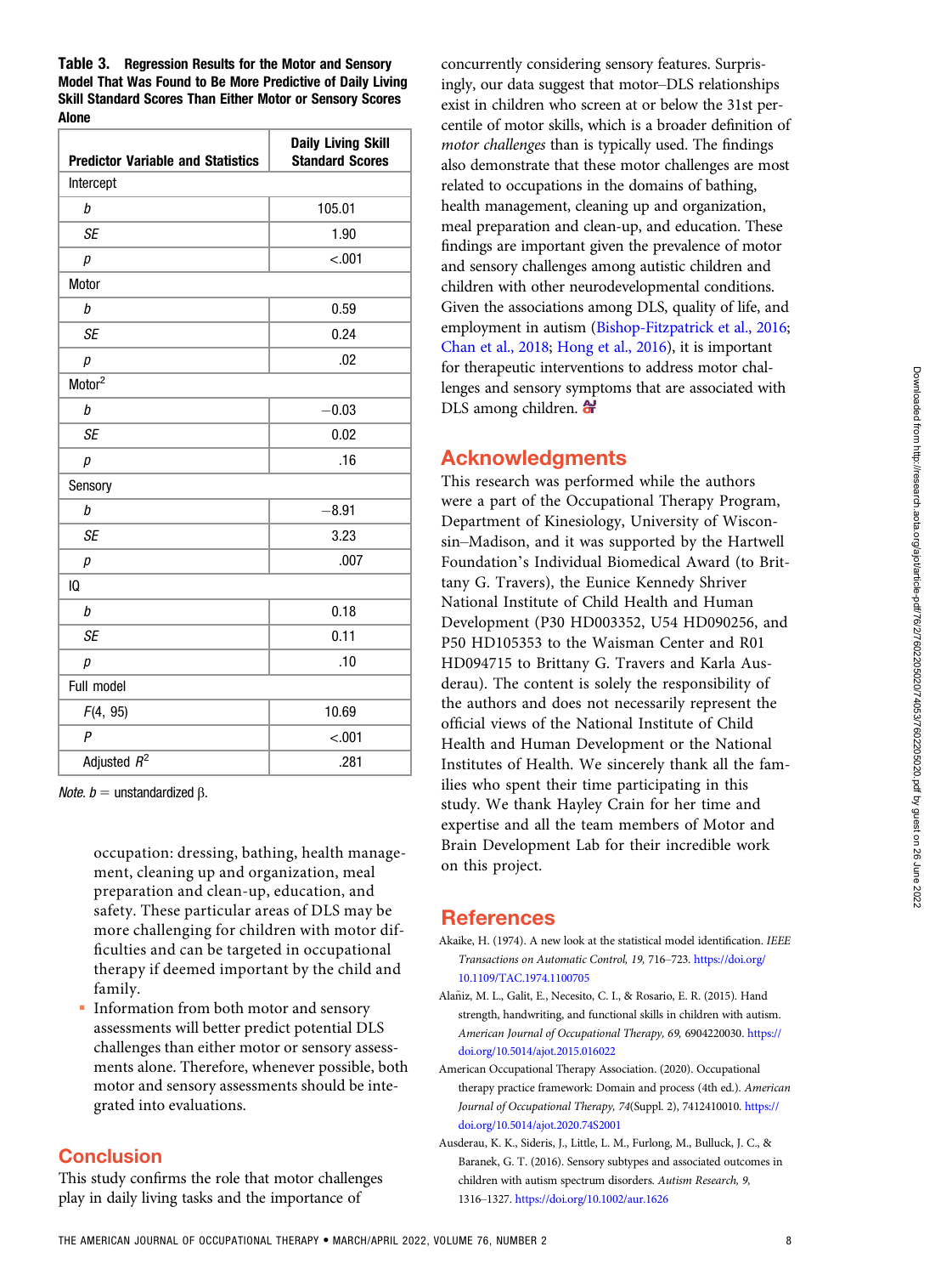**Table 3. Regression Results for the Motor and Sensory Model That Was Found to Be More Predictive of Daily Living Skill Standard Scores Than Either Motor or Sensory Scores Alone**

| Predictor Variable and Statistics | Daily Living Skill Standard Scores |
|---|---|
| Intercept | |
| *b* | 105.01 |
| *SE* | 1.90 |
| *p* | <.001 |
| Motor | |
| *b* | 0.59 |
| *SE* | 0.24 |
| *p* | .02 |
| Motor$^2$ | |
| *b* | −0.03 |
| *SE* | 0.02 |
| *p* | .16 |
| Sensory | |
| *b* | −8.91 |
| *SE* | 3.23 |
| *p* | .007 |
| IQ | |
| *b* | 0.18 |
| *SE* | 0.11 |
| *p* | .10 |
| Full model | |
| $F(4, 95)$ | 10.69 |
| *P* | <.001 |
| Adjusted $R^2$ | .281 |

*Note. b* = unstandardized β.

occupation: dressing, bathing, health management, cleaning up and organization, meal preparation and clean-up, education, and safety. These particular areas of DLS may be more challenging for children with motor difficulties and can be targeted in occupational therapy if deemed important by the child and family.

- Information from both motor and sensory assessments will better predict potential DLS challenges than either motor or sensory assessments alone. Therefore, whenever possible, both motor and sensory assessments should be integrated into evaluations.

## Conclusion

This study confirms the role that motor challenges play in daily living tasks and the importance of concurrently considering sensory features. Surprisingly, our data suggest that motor–DLS relationships exist in children who screen at or below the 31st percentile of motor skills, which is a broader definition of *motor challenges* than is typically used. The findings also demonstrate that these motor challenges are most related to occupations in the domains of bathing, health management, cleaning up and organization, meal preparation and clean-up, and education. These findings are important given the prevalence of motor and sensory challenges among autistic children and children with other neurodevelopmental conditions. Given the associations among DLS, quality of life, and employment in autism (Bishop-Fitzpatrick et al., 2016; Chan et al., 2018; Hong et al., 2016), it is important for therapeutic interventions to address motor challenges and sensory symptoms that are associated with DLS among children.

## Acknowledgments

This research was performed while the authors were a part of the Occupational Therapy Program, Department of Kinesiology, University of Wisconsin–Madison, and it was supported by the Hartwell Foundation's Individual Biomedical Award (to Brittany G. Travers), the Eunice Kennedy Shriver National Institute of Child Health and Human Development (P30 HD003352, U54 HD090256, and P50 HD105353 to the Waisman Center and R01 HD094715 to Brittany G. Travers and Karla Ausderau). The content is solely the responsibility of the authors and does not necessarily represent the official views of the National Institute of Child Health and Human Development or the National Institutes of Health. We sincerely thank all the families who spent their time participating in this study. We thank Hayley Crain for her time and expertise and all the team members of Motor and Brain Development Lab for their incredible work on this project.

## References

Akaike, H. (1974). A new look at the statistical model identification. *IEEE Transactions on Automatic Control, 19,* 716–723. https://doi.org/10.1109/TAC.1974.1100705

Alañiz, M. L., Galit, E., Necesito, C. I., & Rosario, E. R. (2015). Hand strength, handwriting, and functional skills in children with autism. *American Journal of Occupational Therapy, 69,* 6904220030. https://doi.org/10.5014/ajot.2015.016022

American Occupational Therapy Association. (2020). Occupational therapy practice framework: Domain and process (4th ed.). *American Journal of Occupational Therapy, 74*(Suppl. 2), 7412410010. https://doi.org/10.5014/ajot.2020.74S2001

Ausderau, K. K., Sideris, J., Little, L. M., Furlong, M., Bulluck, J. C., & Baranek, G. T. (2016). Sensory subtypes and associated outcomes in children with autism spectrum disorders. *Autism Research, 9,* 1316–1327. https://doi.org/10.1002/aur.1626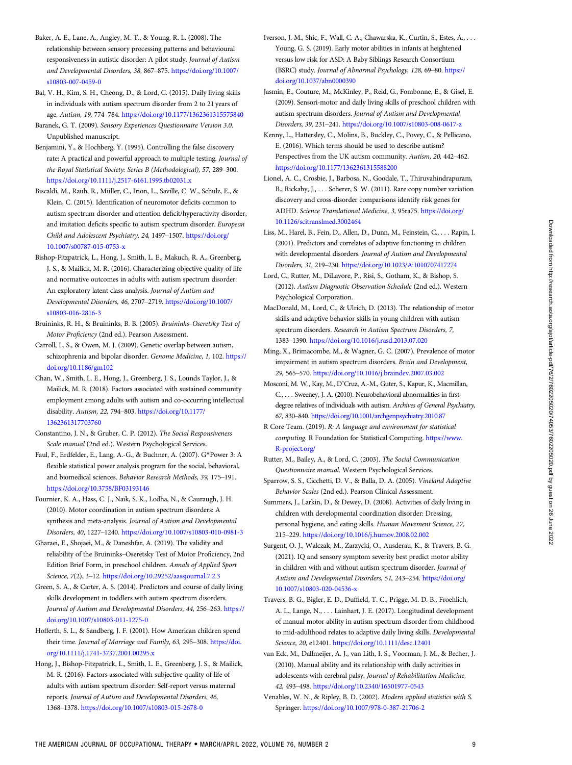Baker, A. E., Lane, A., Angley, M. T., & Young, R. L. (2008). The relationship between sensory processing patterns and behavioural responsiveness in autistic disorder: A pilot study. *Journal of Autism and Developmental Disorders, 38,* 867–875. https://doi.org/10.1007/s10803-007-0459-0

Bal, V. H., Kim, S. H., Cheong, D., & Lord, C. (2015). Daily living skills in individuals with autism spectrum disorder from 2 to 21 years of age. *Autism, 19,* 774–784. https://doi.org/10.1177/1362361315575840

Baranek, G. T. (2009). *Sensory Experiences Questionnaire Version 3.0.* Unpublished manuscript.

Benjamini, Y., & Hochberg, Y. (1995). Controlling the false discovery rate: A practical and powerful approach to multiple testing. *Journal of the Royal Statistical Society: Series B (Methodological), 57,* 289–300. https://doi.org/10.1111/j.2517-6161.1995.tb02031.x

Biscaldi, M., Rauh, R., Müller, C., Irion, L., Saville, C. W., Schulz, E., & Klein, C. (2015). Identification of neuromotor deficits common to autism spectrum disorder and attention deficit/hyperactivity disorder, and imitation deficits specific to autism spectrum disorder. *European Child and Adolescent Psychiatry, 24,* 1497–1507. https://doi.org/10.1007/s00787-015-0753-x

Bishop-Fitzpatrick, L., Hong, J., Smith, L. E., Makuch, R. A., Greenberg, J. S., & Mailick, M. R. (2016). Characterizing objective quality of life and normative outcomes in adults with autism spectrum disorder: An exploratory latent class analysis. *Journal of Autism and Developmental Disorders, 46,* 2707–2719. https://doi.org/10.1007/s10803-016-2816-3

Bruininks, R. H., & Bruininks, B. B. (2005). *Bruininks–Oseretsky Test of Motor Proficiency* (2nd ed.). Pearson Assessment.

Carroll, L. S., & Owen, M. J. (2009). Genetic overlap between autism, schizophrenia and bipolar disorder. *Genome Medicine, 1,* 102. https://doi.org/10.1186/gm102

Chan, W., Smith, L. E., Hong, J., Greenberg, J. S., Lounds Taylor, J., & Mailick, M. R. (2018). Factors associated with sustained community employment among adults with autism and co-occurring intellectual disability. *Autism, 22,* 794–803. https://doi.org/10.1177/1362361317703760

Constantino, J. N., & Gruber, C. P. (2012). *The Social Responsiveness Scale manual* (2nd ed.). Western Psychological Services.

Faul, F., Erdfelder, E., Lang, A.-G., & Buchner, A. (2007). G*Power 3: A flexible statistical power analysis program for the social, behavioral, and biomedical sciences. *Behavior Research Methods, 39,* 175–191. https://doi.org/10.3758/BF03193146

Fournier, K. A., Hass, C. J., Naik, S. K., Lodha, N., & Cauraugh, J. H. (2010). Motor coordination in autism spectrum disorders: A synthesis and meta-analysis. *Journal of Autism and Developmental Disorders, 40,* 1227–1240. https://doi.org/10.1007/s10803-010-0981-3

Gharaei, E., Shojaei, M., & Daneshfar, A. (2019). The validity and reliability of the Bruininks–Oseretsky Test of Motor Proficiency, 2nd Edition Brief Form, in preschool children. *Annals of Applied Sport Science, 7*(2), 3–12. https://doi.org/10.29252/aassjournal.7.2.3

Green, S. A., & Carter, A. S. (2014). Predictors and course of daily living skills development in toddlers with autism spectrum disorders. *Journal of Autism and Developmental Disorders, 44,* 256–263. https://doi.org/10.1007/s10803-011-1275-0

Hofferth, S. L., & Sandberg, J. F. (2001). How American children spend their time. *Journal of Marriage and Family, 63,* 295–308. https://doi.org/10.1111/j.1741-3737.2001.00295.x

Hong, J., Bishop-Fitzpatrick, L., Smith, L. E., Greenberg, J. S., & Mailick, M. R. (2016). Factors associated with subjective quality of life of adults with autism spectrum disorder: Self-report versus maternal reports. *Journal of Autism and Developmental Disorders, 46,* 1368–1378. https://doi.org/10.1007/s10803-015-2678-0

Iverson, J. M., Shic, F., Wall, C. A., Chawarska, K., Curtin, S., Estes, A., . . . Young, G. S. (2019). Early motor abilities in infants at heightened versus low risk for ASD: A Baby Siblings Research Consortium (BSRC) study. *Journal of Abnormal Psychology, 128,* 69–80. https://doi.org/10.1037/abn0000390

Jasmin, E., Couture, M., McKinley, P., Reid, G., Fombonne, E., & Gisel, E. (2009). Sensori-motor and daily living skills of preschool children with autism spectrum disorders. *Journal of Autism and Developmental Disorders, 39,* 231–241. https://doi.org/10.1007/s10803-008-0617-z

Kenny, L., Hattersley, C., Molins, B., Buckley, C., Povey, C., & Pellicano, E. (2016). Which terms should be used to describe autism? Perspectives from the UK autism community. *Autism, 20,* 442–462. https://doi.org/10.1177/1362361315588200

Lionel, A. C., Crosbie, J., Barbosa, N., Goodale, T., Thiruvahindrapuram, B., Rickaby, J., . . . Scherer, S. W. (2011). Rare copy number variation discovery and cross-disorder comparisons identify risk genes for ADHD. *Science Translational Medicine, 3,* 95ra75. https://doi.org/10.1126/scitranslmed.3002464

Liss, M., Harel, B., Fein, D., Allen, D., Dunn, M., Feinstein, C., . . . Rapin, I. (2001). Predictors and correlates of adaptive functioning in children with developmental disorders. *Journal of Autism and Developmental Disorders, 31,* 219–230. https://doi.org/10.1023/A:1010707417274

Lord, C., Rutter, M., DiLavore, P., Risi, S., Gotham, K., & Bishop, S. (2012). *Autism Diagnostic Observation Schedule* (2nd ed.). Western Psychological Corporation.

MacDonald, M., Lord, C., & Ulrich, D. (2013). The relationship of motor skills and adaptive behavior skills in young children with autism spectrum disorders. *Research in Autism Spectrum Disorders, 7,* 1383–1390. https://doi.org/10.1016/j.rasd.2013.07.020

Ming, X., Brimacombe, M., & Wagner, G. C. (2007). Prevalence of motor impairment in autism spectrum disorders. *Brain and Development, 29,* 565–570. https://doi.org/10.1016/j.braindev.2007.03.002

Mosconi, M. W., Kay, M., D'Cruz, A.-M., Guter, S., Kapur, K., Macmillan, C., . . . Sweeney, J. A. (2010). Neurobehavioral abnormalities in first-degree relatives of individuals with autism. *Archives of General Psychiatry, 67,* 830–840. https://doi.org/10.1001/archgenpsychiatry.2010.87

R Core Team. (2019). *R: A language and environment for statistical computing.* R Foundation for Statistical Computing. https://www.R-project.org/

Rutter, M., Bailey, A., & Lord, C. (2003). *The Social Communication Questionnaire manual.* Western Psychological Services.

Sparrow, S. S., Cicchetti, D. V., & Balla, D. A. (2005). *Vineland Adaptive Behavior Scales* (2nd ed.). Pearson Clinical Assessment.

Summers, J., Larkin, D., & Dewey, D. (2008). Activities of daily living in children with developmental coordination disorder: Dressing, personal hygiene, and eating skills. *Human Movement Science, 27,* 215–229. https://doi.org/10.1016/j.humov.2008.02.002

Surgent, O. J., Walczak, M., Zarzycki, O., Ausderau, K., & Travers, B. G. (2021). IQ and sensory symptom severity best predict motor ability in children with and without autism spectrum disorder. *Journal of Autism and Developmental Disorders, 51,* 243–254. https://doi.org/10.1007/s10803-020-04536-x

Travers, B. G., Bigler, E. D., Duffield, T. C., Prigge, M. D. B., Froehlich, A. L., Lange, N., . . . Lainhart, J. E. (2017). Longitudinal development of manual motor ability in autism spectrum disorder from childhood to mid-adulthood relates to adaptive daily living skills. *Developmental Science, 20,* e12401. https://doi.org/10.1111/desc.12401

van Eck, M., Dallmeijer, A. J., van Lith, I. S., Voorman, J. M., & Becher, J. (2010). Manual ability and its relationship with daily activities in adolescents with cerebral palsy. *Journal of Rehabilitation Medicine, 42,* 493–498. https://doi.org/10.2340/16501977-0543

Venables, W. N., & Ripley, B. D. (2002). *Modern applied statistics with S.* Springer. https://doi.org/10.1007/978-0-387-21706-2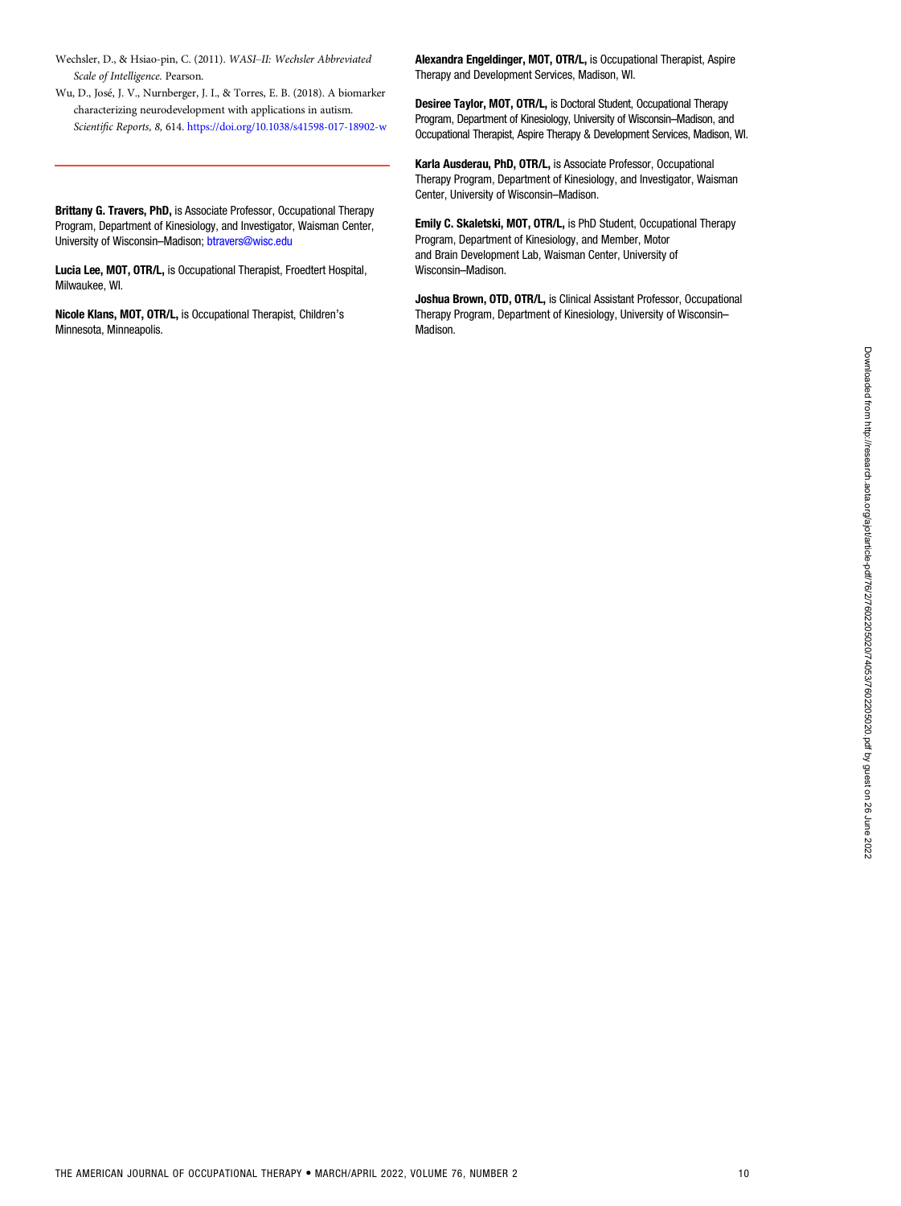Wechsler, D., & Hsiao-pin, C. (2011). *WASI–II: Wechsler Abbreviated Scale of Intelligence.* Pearson.

Wu, D., José, J. V., Nurnberger, J. I., & Torres, E. B. (2018). A biomarker characterizing neurodevelopment with applications in autism. *Scientific Reports, 8,* 614. https://doi.org/10.1038/s41598-017-18902-w

---

**Brittany G. Travers, PhD,** is Associate Professor, Occupational Therapy Program, Department of Kinesiology, and Investigator, Waisman Center, University of Wisconsin–Madison; btravers@wisc.edu

**Lucia Lee, MOT, OTR/L,** is Occupational Therapist, Froedtert Hospital, Milwaukee, WI.

**Nicole Klans, MOT, OTR/L,** is Occupational Therapist, Children's Minnesota, Minneapolis.

**Alexandra Engeldinger, MOT, OTR/L,** is Occupational Therapist, Aspire Therapy and Development Services, Madison, WI.

**Desiree Taylor, MOT, OTR/L,** is Doctoral Student, Occupational Therapy Program, Department of Kinesiology, University of Wisconsin–Madison, and Occupational Therapist, Aspire Therapy & Development Services, Madison, WI.

**Karla Ausderau, PhD, OTR/L,** is Associate Professor, Occupational Therapy Program, Department of Kinesiology, and Investigator, Waisman Center, University of Wisconsin–Madison.

**Emily C. Skaletski, MOT, OTR/L,** is PhD Student, Occupational Therapy Program, Department of Kinesiology, and Member, Motor and Brain Development Lab, Waisman Center, University of Wisconsin–Madison.

**Joshua Brown, OTD, OTR/L,** is Clinical Assistant Professor, Occupational Therapy Program, Department of Kinesiology, University of Wisconsin–Madison.